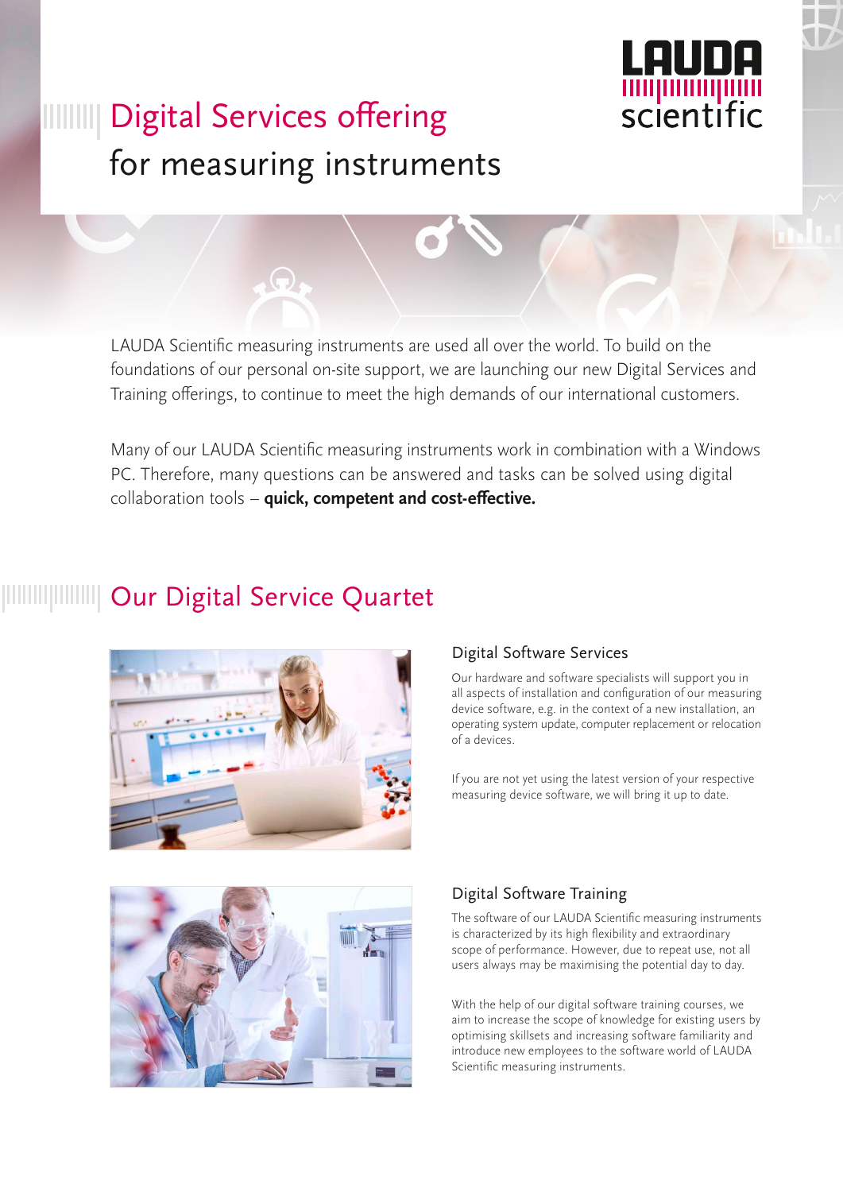# Digital Services offering for measuring instruments

LAUDA scientific

LAUDA Scientific measuring instruments are used all over the world. To build on the foundations of our personal on-site support, we are launching our new Digital Services and Training offerings, to continue to meet the high demands of our international customers.

Many of our LAUDA Scientific measuring instruments work in combination with a Windows PC. Therefore, many questions can be answered and tasks can be solved using digital collaboration tools – **quick, competent and cost-effective.**

## Our Digital Service Quartet

### Digital Software Services

Our hardware and software specialists will support you in all aspects of installation and configuration of our measuring device software, e.g. in the context of a new installation, an operating system update, computer replacement or relocation of a devices.

If you are not yet using the latest version of your respective measuring device software, we will bring it up to date.

### Digital Software Training

The software of our LAUDA Scientific measuring instruments is characterized by its high flexibility and extraordinary scope of performance. However, due to repeat use, not all users always may be maximising the potential day to day.

With the help of our digital software training courses, we aim to increase the scope of knowledge for existing users by optimising skillsets and increasing software familiarity and introduce new employees to the software world of LAUDA Scientific measuring instruments.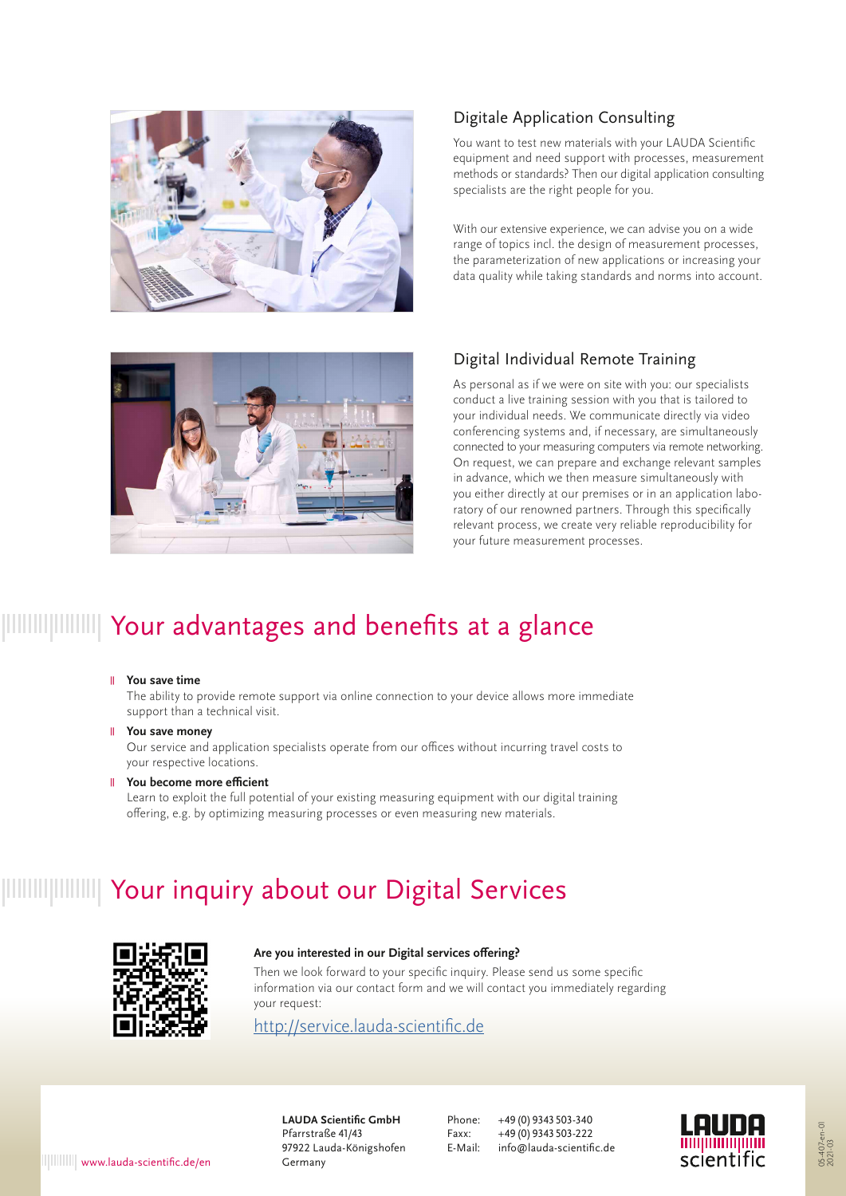## Digitale Application Consulting

You want to test new materials with your LAUDA Scientific equipment and need support with processes, measurement methods or standards? Then our digital application consulting specialists are the right people for you.

With our extensive experience, we can advise you on a wide range of topics incl. the design of measurement processes, the parameterization of new applications or increasing your data quality while taking standards and norms into account.

## Digital Individual Remote Training

As personal as if we were on site with you: our specialists conduct a live training session with you that is tailored to your individual needs. We communicate directly via video conferencing systems and, if necessary, are simultaneously connected to your measuring computers via remote networking. On request, we can prepare and exchange relevant samples in advance, which we then measure simultaneously with you either directly at our premises or in an application laboratory of our renowned partners. Through this specifically relevant process, we create very reliable reproducibility for your future measurement processes.

# Your advantages and benefits at a glance

- **You save time**
  The ability to provide remote support via online connection to your device allows more immediate support than a technical visit.
- **You save money**
  Our service and application specialists operate from our offices without incurring travel costs to your respective locations.
- **You become more efficient**
  Learn to exploit the full potential of your existing measuring equipment with our digital training offering, e.g. by optimizing measuring processes or even measuring new materials.

# Your inquiry about our Digital Services

**Are you interested in our Digital services offering?**

Then we look forward to your specific inquiry. Please send us some specific information via our contact form and we will contact you immediately regarding your request:

http://service.lauda-scientific.de

www.lauda-scientific.de/en

**LAUDA Scientific GmbH**
Pfarrstraße 41/43
97922 Lauda-Königshofen
Germany

Phone: +49 (0) 9343 503-340
Faxx: +49 (0) 9343 503-222
E-Mail: info@lauda-scientific.de

LAUDA scientific

05-407-en-01
2021-03